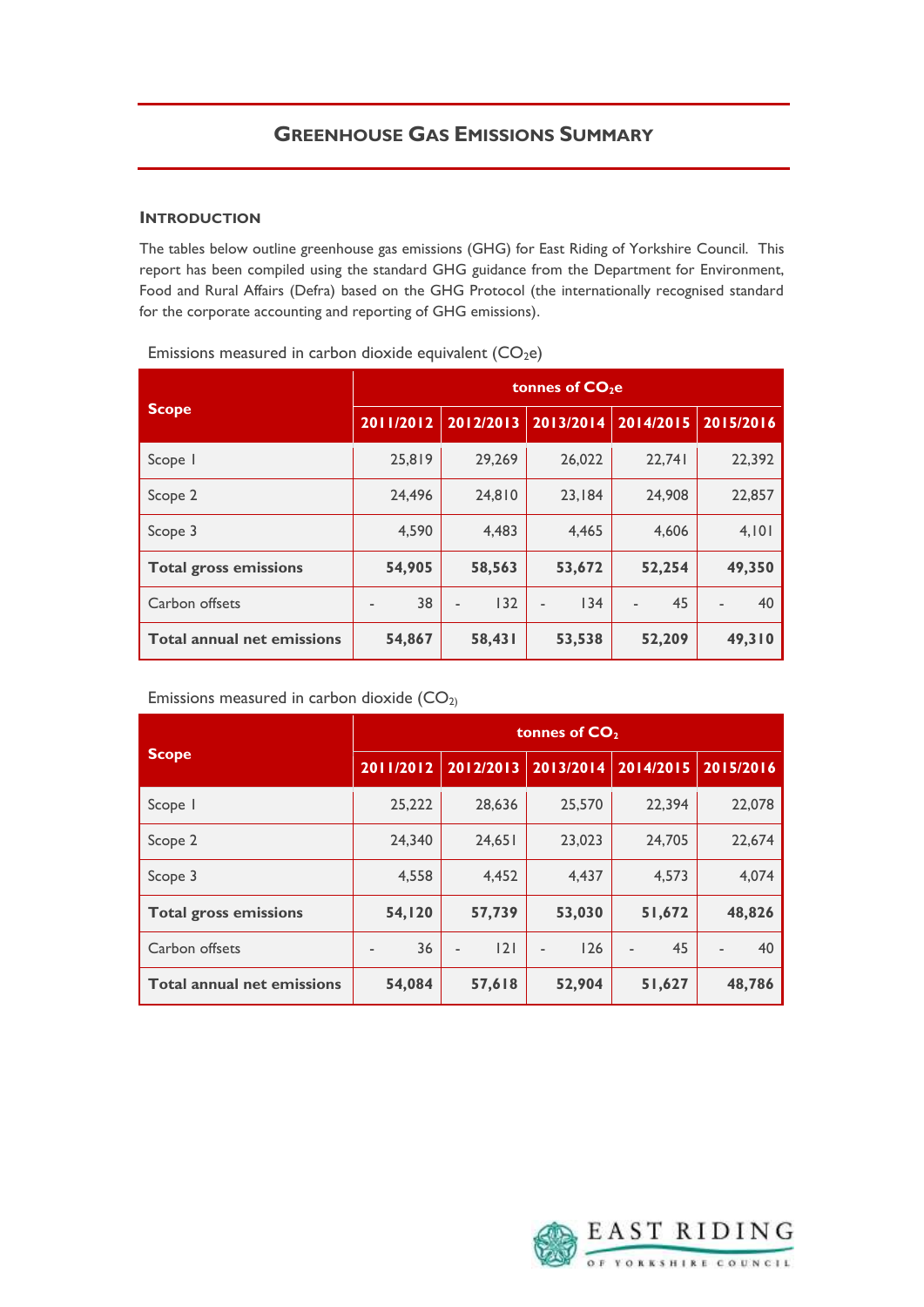# Greenhouse Gas Emissions Summary

## Introduction

The tables below outline greenhouse gas emissions (GHG) for East Riding of Yorkshire Council. This report has been compiled using the standard GHG guidance from the Department for Environment, Food and Rural Affairs (Defra) based on the GHG Protocol (the internationally recognised standard for the corporate accounting and reporting of GHG emissions).

Emissions measured in carbon dioxide equivalent ($CO_2e$)

| Scope | tonnes of $CO_2e$ | | | | |
|---|---|---|---|---|---|
| | 2011/2012 | 2012/2013 | 2013/2014 | 2014/2015 | 2015/2016 |
| Scope 1 | 25,819 | 29,269 | 26,022 | 22,741 | 22,392 |
| Scope 2 | 24,496 | 24,810 | 23,184 | 24,908 | 22,857 |
| Scope 3 | 4,590 | 4,483 | 4,465 | 4,606 | 4,101 |
| **Total gross emissions** | **54,905** | **58,563** | **53,672** | **52,254** | **49,350** |
| Carbon offsets | - 38 | - 132 | - 134 | - 45 | - 40 |
| **Total annual net emissions** | **54,867** | **58,431** | **53,538** | **52,209** | **49,310** |

Emissions measured in carbon dioxide ($CO_2$)

| Scope | tonnes of $CO_2$ | | | | |
|---|---|---|---|---|---|
| | 2011/2012 | 2012/2013 | 2013/2014 | 2014/2015 | 2015/2016 |
| Scope 1 | 25,222 | 28,636 | 25,570 | 22,394 | 22,078 |
| Scope 2 | 24,340 | 24,651 | 23,023 | 24,705 | 22,674 |
| Scope 3 | 4,558 | 4,452 | 4,437 | 4,573 | 4,074 |
| **Total gross emissions** | **54,120** | **57,739** | **53,030** | **51,672** | **48,826** |
| Carbon offsets | - 36 | - 121 | - 126 | - 45 | - 40 |
| **Total annual net emissions** | **54,084** | **57,618** | **52,904** | **51,627** | **48,786** |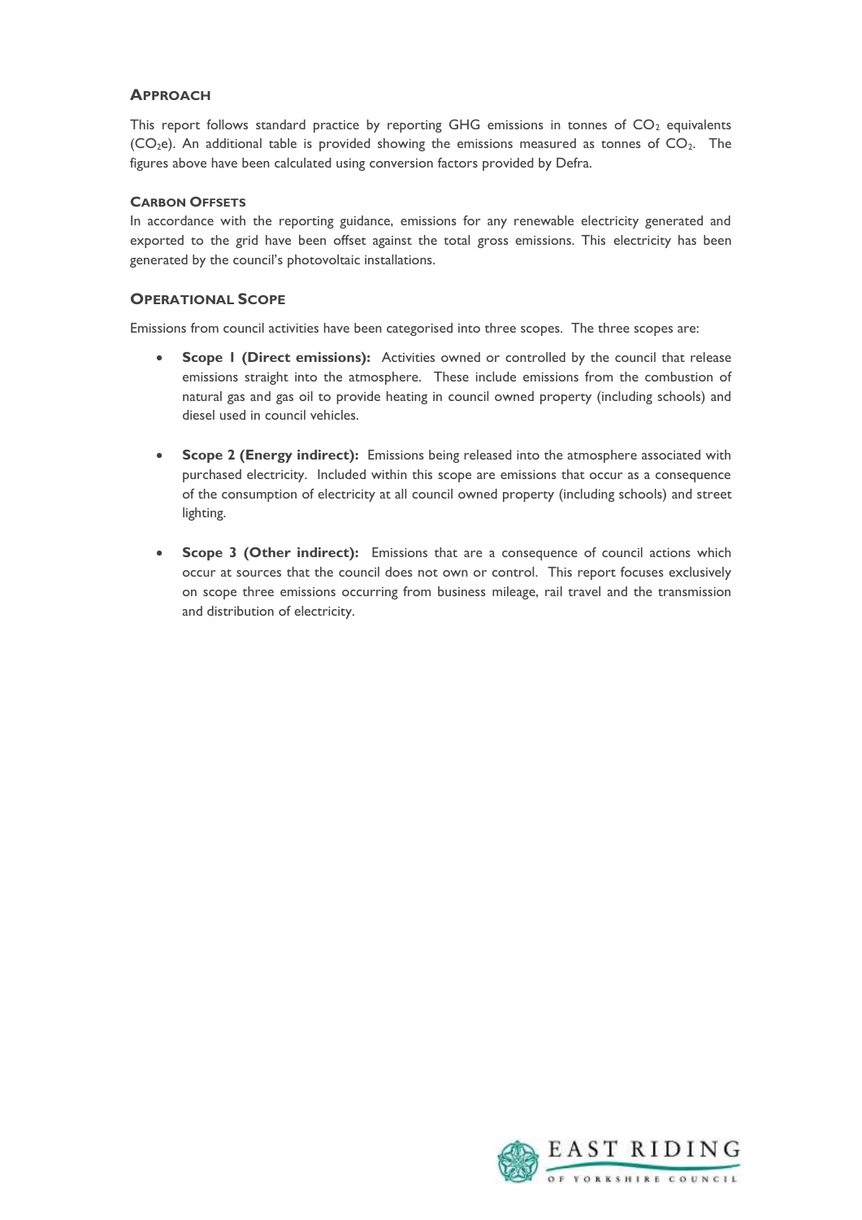## APPROACH

This report follows standard practice by reporting GHG emissions in tonnes of $CO_2$ equivalents ($CO_2e$). An additional table is provided showing the emissions measured as tonnes of $CO_2$. The figures above have been calculated using conversion factors provided by Defra.

### CARBON OFFSETS

In accordance with the reporting guidance, emissions for any renewable electricity generated and exported to the grid have been offset against the total gross emissions. This electricity has been generated by the council's photovoltaic installations.

## OPERATIONAL SCOPE

Emissions from council activities have been categorised into three scopes. The three scopes are:

- **Scope 1 (Direct emissions):** Activities owned or controlled by the council that release emissions straight into the atmosphere. These include emissions from the combustion of natural gas and gas oil to provide heating in council owned property (including schools) and diesel used in council vehicles.

- **Scope 2 (Energy indirect):** Emissions being released into the atmosphere associated with purchased electricity. Included within this scope are emissions that occur as a consequence of the consumption of electricity at all council owned property (including schools) and street lighting.

- **Scope 3 (Other indirect):** Emissions that are a consequence of council actions which occur at sources that the council does not own or control. This report focuses exclusively on scope three emissions occurring from business mileage, rail travel and the transmission and distribution of electricity.